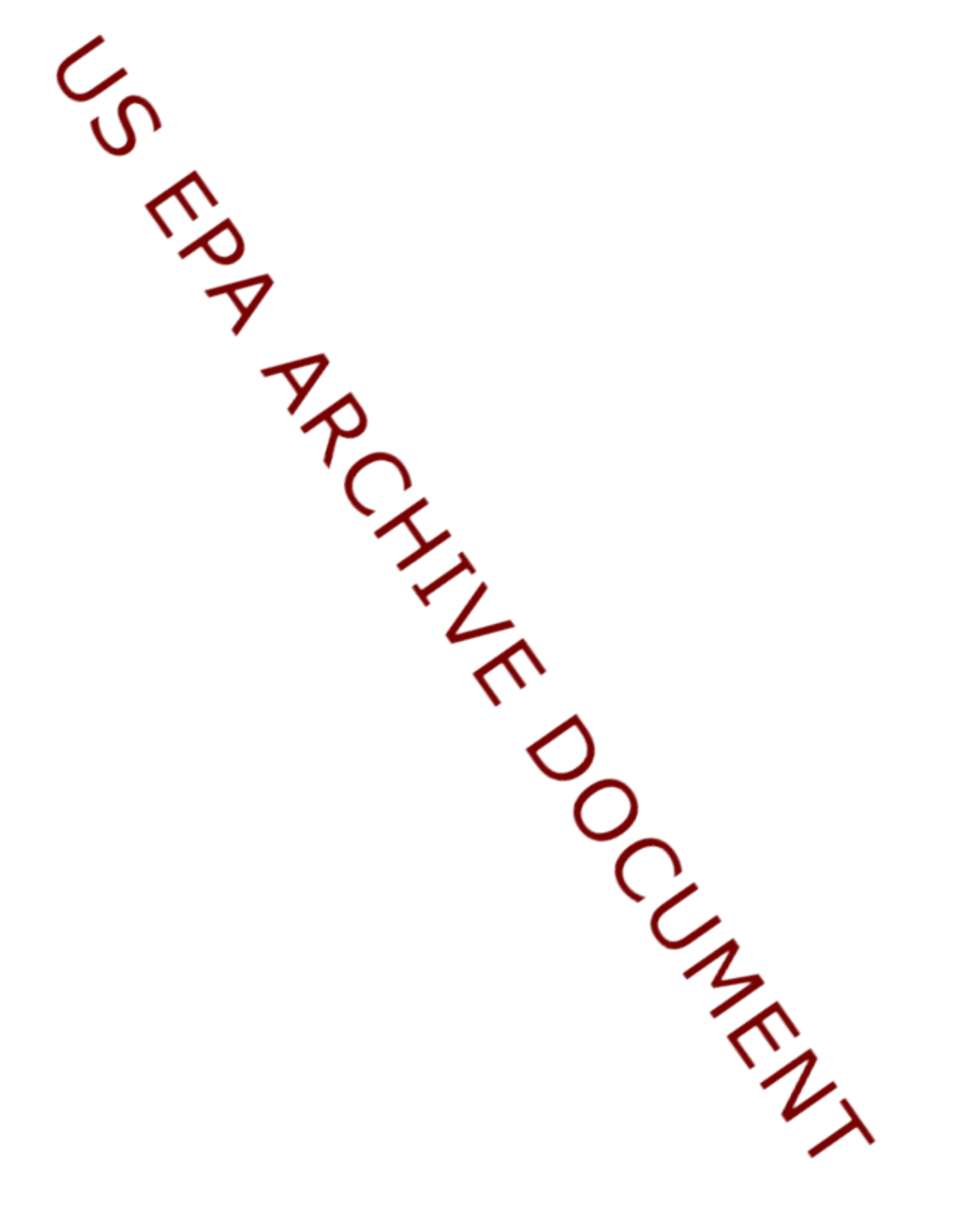US EPA ARCHIVE DOCUMENT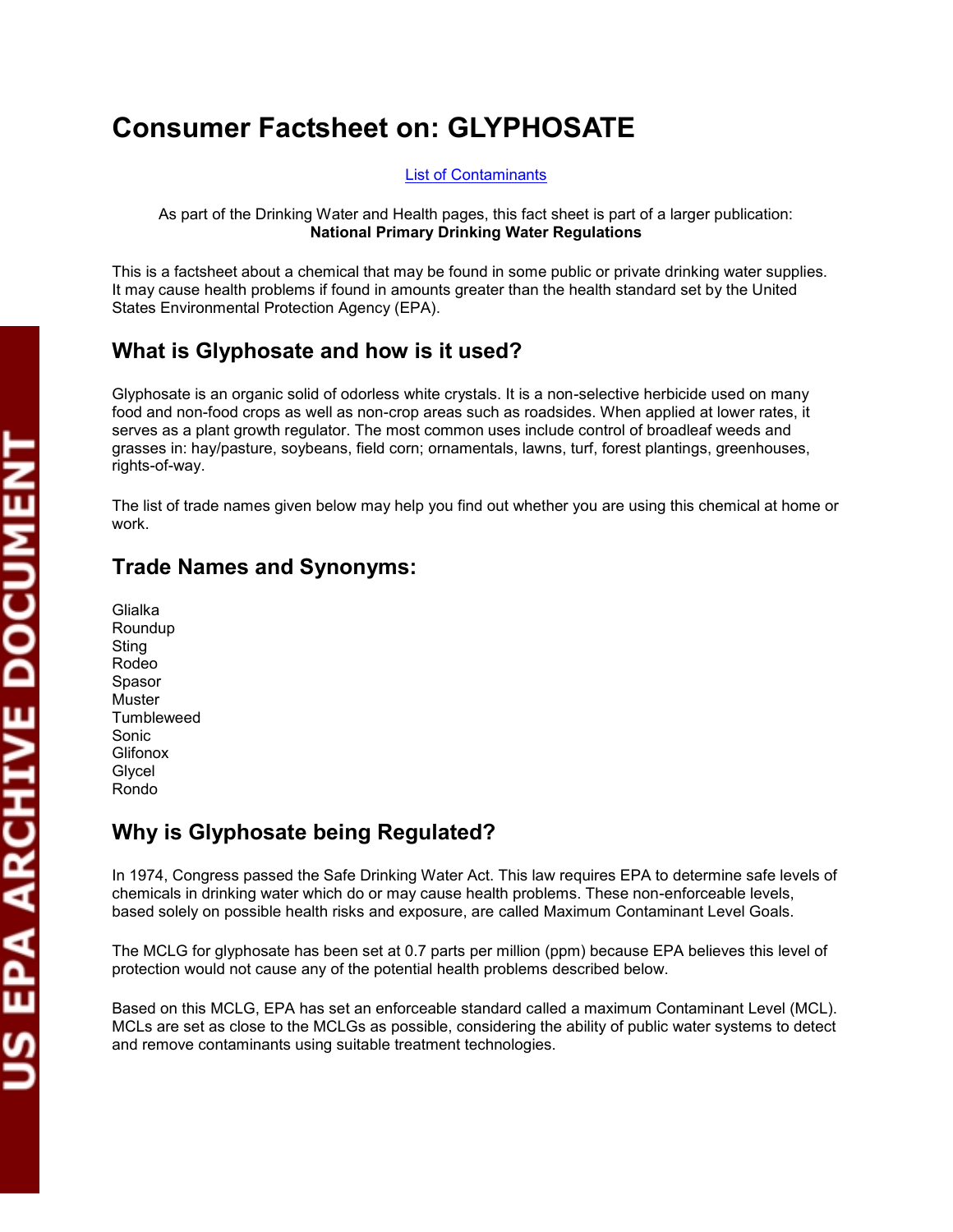# Consumer Factsheet on: GLYPHOSATE

List of Contaminants

As part of the Drinking Water and Health pages, this fact sheet is part of a larger publication:
**National Primary Drinking Water Regulations**

This is a factsheet about a chemical that may be found in some public or private drinking water supplies. It may cause health problems if found in amounts greater than the health standard set by the United States Environmental Protection Agency (EPA).

## What is Glyphosate and how is it used?

Glyphosate is an organic solid of odorless white crystals. It is a non-selective herbicide used on many food and non-food crops as well as non-crop areas such as roadsides. When applied at lower rates, it serves as a plant growth regulator. The most common uses include control of broadleaf weeds and grasses in: hay/pasture, soybeans, field corn; ornamentals, lawns, turf, forest plantings, greenhouses, rights-of-way.

The list of trade names given below may help you find out whether you are using this chemical at home or work.

## Trade Names and Synonyms:

Glialka
Roundup
Sting
Rodeo
Spasor
Muster
Tumbleweed
Sonic
Glifonox
Glycel
Rondo

## Why is Glyphosate being Regulated?

In 1974, Congress passed the Safe Drinking Water Act. This law requires EPA to determine safe levels of chemicals in drinking water which do or may cause health problems. These non-enforceable levels, based solely on possible health risks and exposure, are called Maximum Contaminant Level Goals.

The MCLG for glyphosate has been set at 0.7 parts per million (ppm) because EPA believes this level of protection would not cause any of the potential health problems described below.

Based on this MCLG, EPA has set an enforceable standard called a maximum Contaminant Level (MCL). MCLs are set as close to the MCLGs as possible, considering the ability of public water systems to detect and remove contaminants using suitable treatment technologies.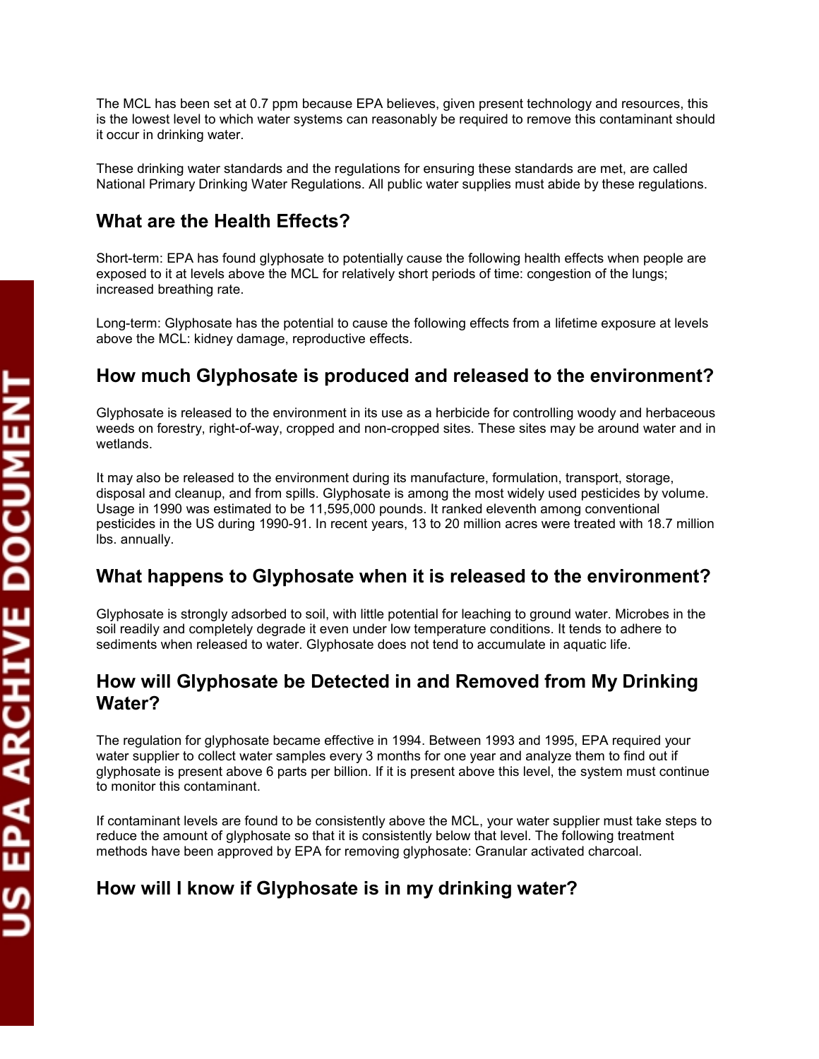The MCL has been set at 0.7 ppm because EPA believes, given present technology and resources, this is the lowest level to which water systems can reasonably be required to remove this contaminant should it occur in drinking water.

These drinking water standards and the regulations for ensuring these standards are met, are called National Primary Drinking Water Regulations. All public water supplies must abide by these regulations.

## What are the Health Effects?

Short-term: EPA has found glyphosate to potentially cause the following health effects when people are exposed to it at levels above the MCL for relatively short periods of time: congestion of the lungs; increased breathing rate.

Long-term: Glyphosate has the potential to cause the following effects from a lifetime exposure at levels above the MCL: kidney damage, reproductive effects.

## How much Glyphosate is produced and released to the environment?

Glyphosate is released to the environment in its use as a herbicide for controlling woody and herbaceous weeds on forestry, right-of-way, cropped and non-cropped sites. These sites may be around water and in wetlands.

It may also be released to the environment during its manufacture, formulation, transport, storage, disposal and cleanup, and from spills. Glyphosate is among the most widely used pesticides by volume. Usage in 1990 was estimated to be 11,595,000 pounds. It ranked eleventh among conventional pesticides in the US during 1990-91. In recent years, 13 to 20 million acres were treated with 18.7 million lbs. annually.

## What happens to Glyphosate when it is released to the environment?

Glyphosate is strongly adsorbed to soil, with little potential for leaching to ground water. Microbes in the soil readily and completely degrade it even under low temperature conditions. It tends to adhere to sediments when released to water. Glyphosate does not tend to accumulate in aquatic life.

## How will Glyphosate be Detected in and Removed from My Drinking Water?

The regulation for glyphosate became effective in 1994. Between 1993 and 1995, EPA required your water supplier to collect water samples every 3 months for one year and analyze them to find out if glyphosate is present above 6 parts per billion. If it is present above this level, the system must continue to monitor this contaminant.

If contaminant levels are found to be consistently above the MCL, your water supplier must take steps to reduce the amount of glyphosate so that it is consistently below that level. The following treatment methods have been approved by EPA for removing glyphosate: Granular activated charcoal.

## How will I know if Glyphosate is in my drinking water?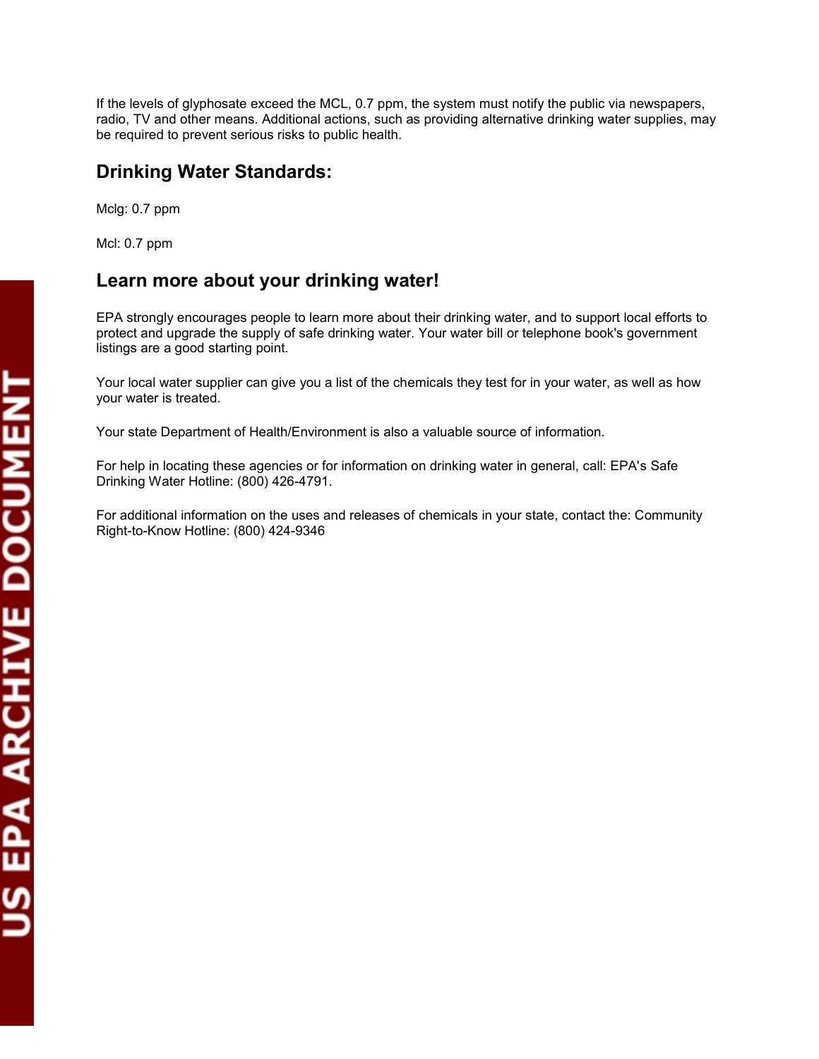If the levels of glyphosate exceed the MCL, 0.7 ppm, the system must notify the public via newspapers, radio, TV and other means. Additional actions, such as providing alternative drinking water supplies, may be required to prevent serious risks to public health.

## Drinking Water Standards:

Mclg: 0.7 ppm

Mcl: 0.7 ppm

## Learn more about your drinking water!

EPA strongly encourages people to learn more about their drinking water, and to support local efforts to protect and upgrade the supply of safe drinking water. Your water bill or telephone book's government listings are a good starting point.

Your local water supplier can give you a list of the chemicals they test for in your water, as well as how your water is treated.

Your state Department of Health/Environment is also a valuable source of information.

For help in locating these agencies or for information on drinking water in general, call: EPA's Safe Drinking Water Hotline: (800) 426-4791.

For additional information on the uses and releases of chemicals in your state, contact the: Community Right-to-Know Hotline: (800) 424-9346